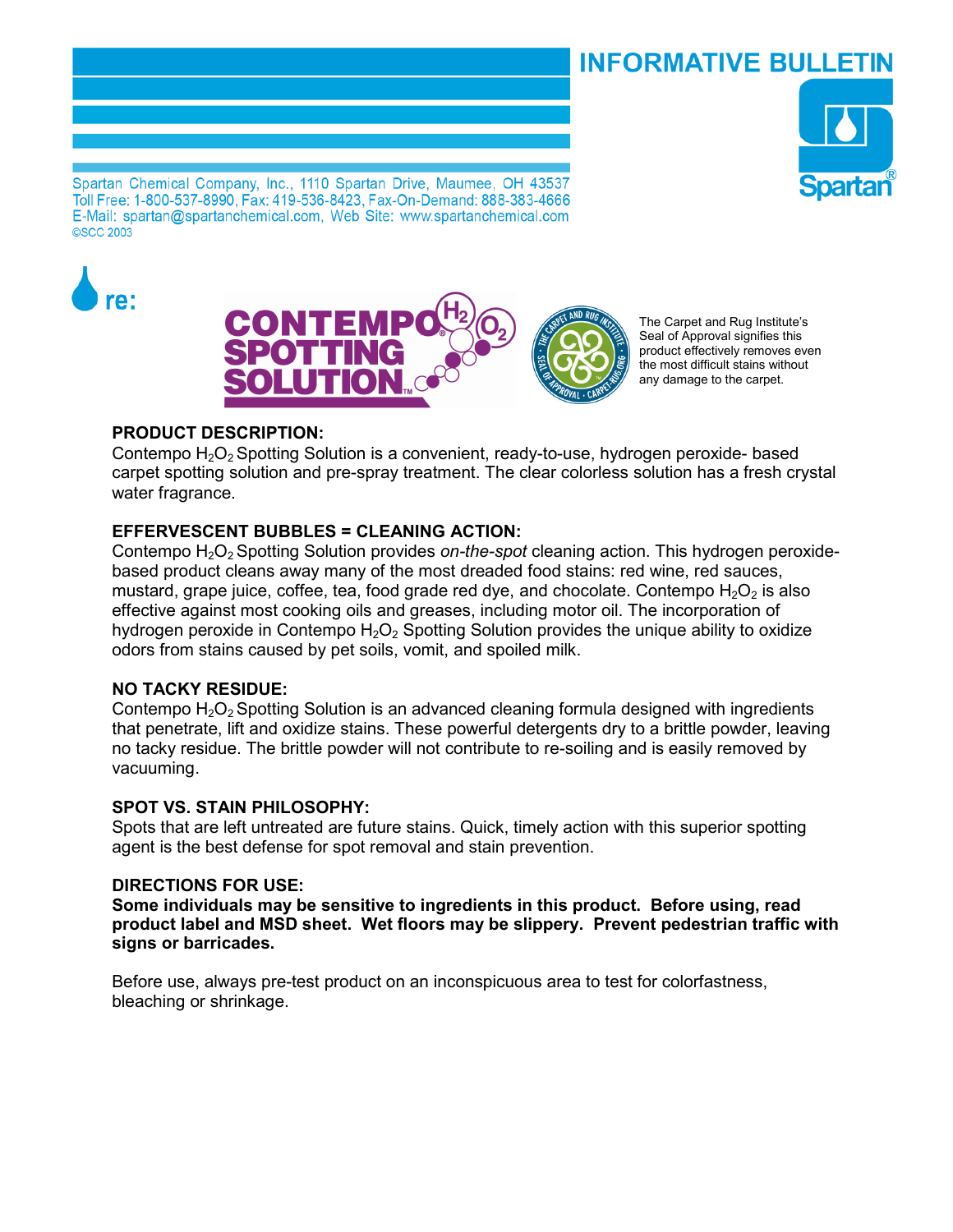# INFORMATIVE BULLETIN

Spartan Chemical Company, Inc., 1110 Spartan Drive, Maumee, OH 43537
Toll Free: 1-800-537-8990, Fax: 419-536-8423, Fax-On-Demand: 888-383-4666
E-Mail: spartan@spartanchemical.com, Web Site: www.spartanchemical.com
©SCC 2003

Spartan®

re:

## CONTEMPO® SPOTTING SOLUTION™

The Carpet and Rug Institute's Seal of Approval signifies this product effectively removes even the most difficult stains without any damage to the carpet.

**PRODUCT DESCRIPTION:**
Contempo $H_2O_2$ Spotting Solution is a convenient, ready-to-use, hydrogen peroxide- based carpet spotting solution and pre-spray treatment. The clear colorless solution has a fresh crystal water fragrance.

**EFFERVESCENT BUBBLES = CLEANING ACTION:**
Contempo $H_2O_2$ Spotting Solution provides *on-the-spot* cleaning action. This hydrogen peroxide-based product cleans away many of the most dreaded food stains: red wine, red sauces, mustard, grape juice, coffee, tea, food grade red dye, and chocolate. Contempo $H_2O_2$ is also effective against most cooking oils and greases, including motor oil. The incorporation of hydrogen peroxide in Contempo $H_2O_2$ Spotting Solution provides the unique ability to oxidize odors from stains caused by pet soils, vomit, and spoiled milk.

**NO TACKY RESIDUE:**
Contempo $H_2O_2$ Spotting Solution is an advanced cleaning formula designed with ingredients that penetrate, lift and oxidize stains. These powerful detergents dry to a brittle powder, leaving no tacky residue. The brittle powder will not contribute to re-soiling and is easily removed by vacuuming.

**SPOT VS. STAIN PHILOSOPHY:**
Spots that are left untreated are future stains. Quick, timely action with this superior spotting agent is the best defense for spot removal and stain prevention.

**DIRECTIONS FOR USE:**
**Some individuals may be sensitive to ingredients in this product. Before using, read product label and MSD sheet. Wet floors may be slippery. Prevent pedestrian traffic with signs or barricades.**

Before use, always pre-test product on an inconspicuous area to test for colorfastness, bleaching or shrinkage.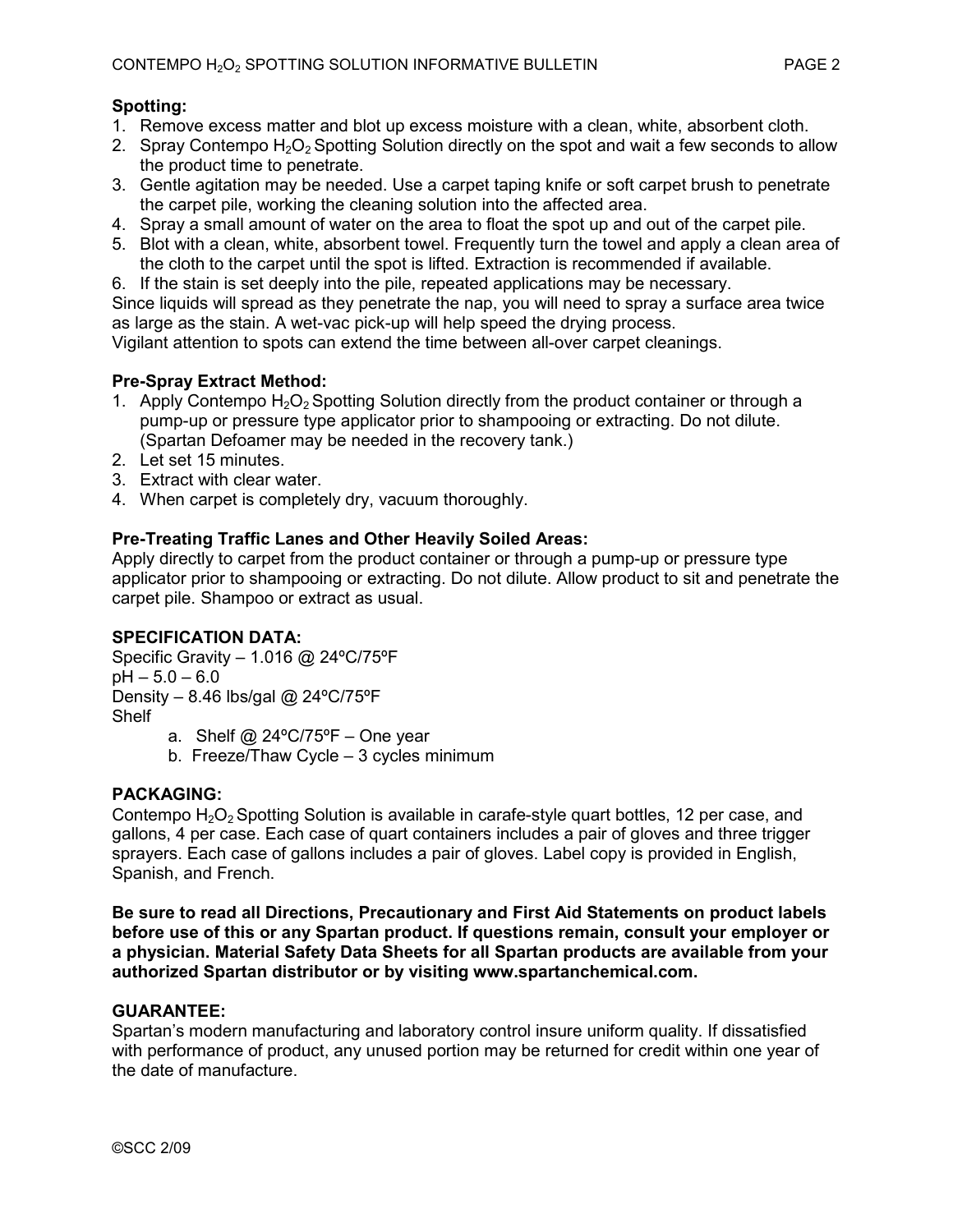**Spotting:**

1. Remove excess matter and blot up excess moisture with a clean, white, absorbent cloth.
2. Spray Contempo $H_2O_2$ Spotting Solution directly on the spot and wait a few seconds to allow the product time to penetrate.
3. Gentle agitation may be needed. Use a carpet taping knife or soft carpet brush to penetrate the carpet pile, working the cleaning solution into the affected area.
4. Spray a small amount of water on the area to float the spot up and out of the carpet pile.
5. Blot with a clean, white, absorbent towel. Frequently turn the towel and apply a clean area of the cloth to the carpet until the spot is lifted. Extraction is recommended if available.
6. If the stain is set deeply into the pile, repeated applications may be necessary.

Since liquids will spread as they penetrate the nap, you will need to spray a surface area twice as large as the stain. A wet-vac pick-up will help speed the drying process.
Vigilant attention to spots can extend the time between all-over carpet cleanings.

**Pre-Spray Extract Method:**

1. Apply Contempo $H_2O_2$ Spotting Solution directly from the product container or through a pump-up or pressure type applicator prior to shampooing or extracting. Do not dilute. (Spartan Defoamer may be needed in the recovery tank.)
2. Let set 15 minutes.
3. Extract with clear water.
4. When carpet is completely dry, vacuum thoroughly.

**Pre-Treating Traffic Lanes and Other Heavily Soiled Areas:**

Apply directly to carpet from the product container or through a pump-up or pressure type applicator prior to shampooing or extracting. Do not dilute. Allow product to sit and penetrate the carpet pile. Shampoo or extract as usual.

**SPECIFICATION DATA:**

Specific Gravity – 1.016 @ 24ºC/75ºF
pH – 5.0 – 6.0
Density – 8.46 lbs/gal @ 24ºC/75ºF
Shelf

a. Shelf @ 24ºC/75ºF – One year
b. Freeze/Thaw Cycle – 3 cycles minimum

**PACKAGING:**

Contempo $H_2O_2$ Spotting Solution is available in carafe-style quart bottles, 12 per case, and gallons, 4 per case. Each case of quart containers includes a pair of gloves and three trigger sprayers. Each case of gallons includes a pair of gloves. Label copy is provided in English, Spanish, and French.

**Be sure to read all Directions, Precautionary and First Aid Statements on product labels before use of this or any Spartan product. If questions remain, consult your employer or a physician. Material Safety Data Sheets for all Spartan products are available from your authorized Spartan distributor or by visiting www.spartanchemical.com.**

**GUARANTEE:**

Spartan's modern manufacturing and laboratory control insure uniform quality. If dissatisfied with performance of product, any unused portion may be returned for credit within one year of the date of manufacture.

©SCC 2/09